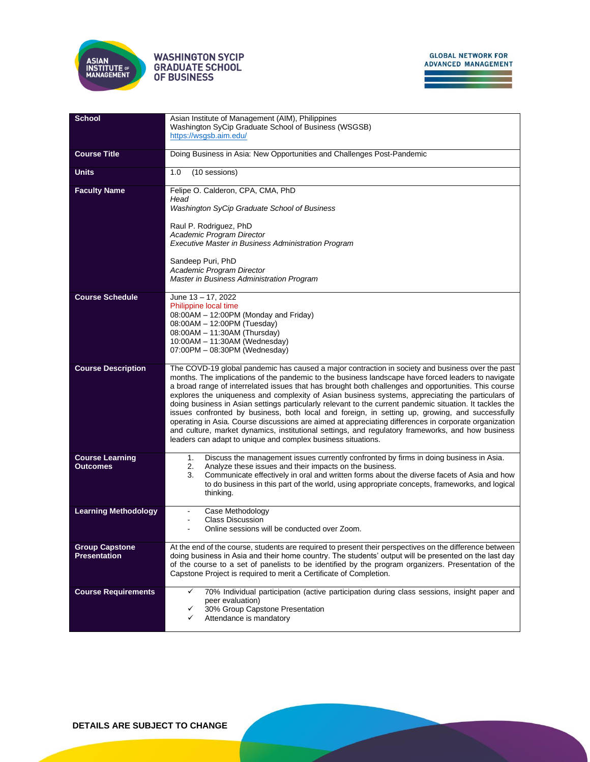ASIAN INSTITUTE OF MANAGEMENT

WASHINGTON SYCIP GRADUATE SCHOOL OF BUSINESS

GLOBAL NETWORK FOR ADVANCED MANAGEMENT

| | |
|---|---|
| **School** | Asian Institute of Management (AIM), Philippines<br>Washington SyCip Graduate School of Business (WSGSB)<br>https://wsgsb.aim.edu/ |
| **Course Title** | Doing Business in Asia: New Opportunities and Challenges Post-Pandemic |
| **Units** | 1.0 (10 sessions) |
| **Faculty Name** | Felipe O. Calderon, CPA, CMA, PhD<br>*Head*<br>*Washington SyCip Graduate School of Business*<br><br>Raul P. Rodriguez, PhD<br>*Academic Program Director*<br>*Executive Master in Business Administration Program*<br><br>Sandeep Puri, PhD<br>*Academic Program Director*<br>*Master in Business Administration Program* |
| **Course Schedule** | June 13 – 17, 2022<br>Philippine local time<br>08:00AM – 12:00PM (Monday and Friday)<br>08:00AM – 12:00PM (Tuesday)<br>08:00AM – 11:30AM (Thursday)<br>10:00AM – 11:30AM (Wednesday)<br>07:00PM – 08:30PM (Wednesday) |
| **Course Description** | The COVID-19 global pandemic has caused a major contraction in society and business over the past months. The implications of the pandemic to the business landscape have forced leaders to navigate a broad range of interrelated issues that has brought both challenges and opportunities. This course explores the uniqueness and complexity of Asian business systems, appreciating the particulars of doing business in Asian settings particularly relevant to the current pandemic situation. It tackles the issues confronted by business, both local and foreign, in setting up, growing, and successfully operating in Asia. Course discussions are aimed at appreciating differences in corporate organization and culture, market dynamics, institutional settings, and regulatory frameworks, and how business leaders can adapt to unique and complex business situations. |
| **Course Learning Outcomes** | 1. Discuss the management issues currently confronted by firms in doing business in Asia.<br>2. Analyze these issues and their impacts on the business.<br>3. Communicate effectively in oral and written forms about the diverse facets of Asia and how to do business in this part of the world, using appropriate concepts, frameworks, and logical thinking. |
| **Learning Methodology** | - Case Methodology<br>- Class Discussion<br>- Online sessions will be conducted over Zoom. |
| **Group Capstone Presentation** | At the end of the course, students are required to present their perspectives on the difference between doing business in Asia and their home country. The students' output will be presented on the last day of the course to a set of panelists to be identified by the program organizers. Presentation of the Capstone Project is required to merit a Certificate of Completion. |
| **Course Requirements** | ✓ 70% Individual participation (active participation during class sessions, insight paper and peer evaluation)<br>✓ 30% Group Capstone Presentation<br>✓ Attendance is mandatory |

**DETAILS ARE SUBJECT TO CHANGE**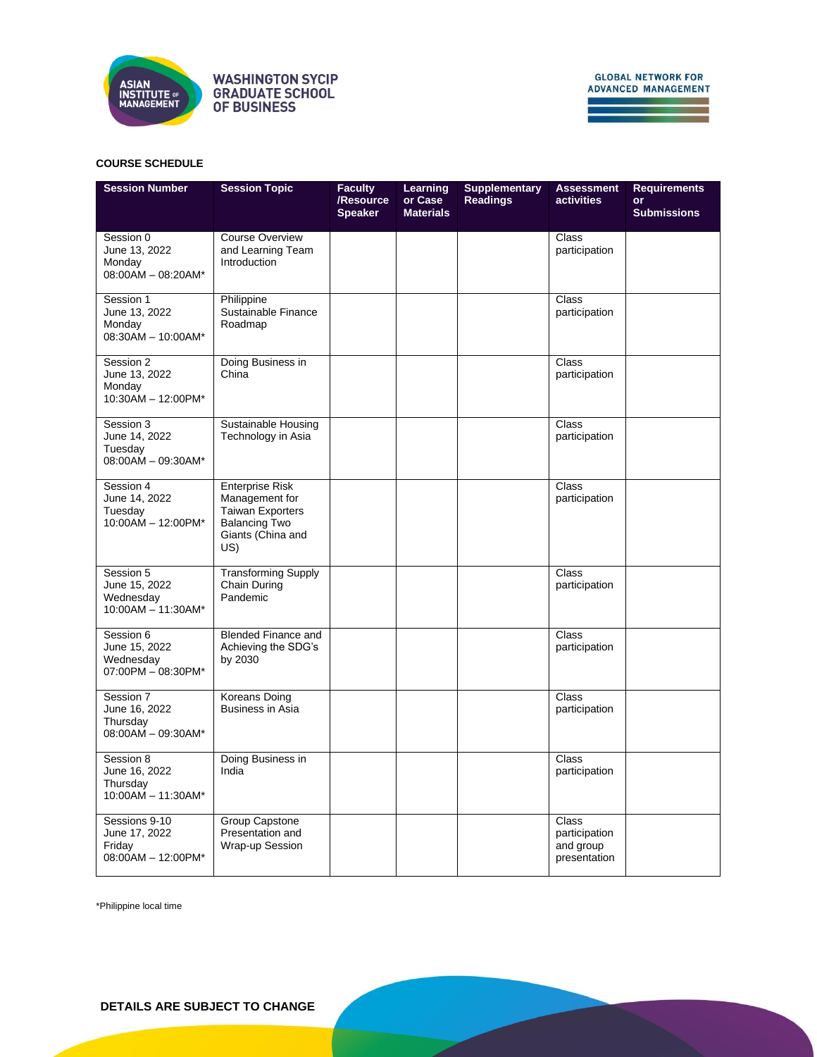**COURSE SCHEDULE**

| Session Number | Session Topic | Faculty /Resource Speaker | Learning or Case Materials | Supplementary Readings | Assessment activities | Requirements or Submissions |
|---|---|---|---|---|---|---|
| Session 0<br>June 13, 2022<br>Monday<br>08:00AM – 08:20AM* | Course Overview and Learning Team Introduction | | | | Class participation | |
| Session 1<br>June 13, 2022<br>Monday<br>08:30AM – 10:00AM* | Philippine Sustainable Finance Roadmap | | | | Class participation | |
| Session 2<br>June 13, 2022<br>Monday<br>10:30AM – 12:00PM* | Doing Business in China | | | | Class participation | |
| Session 3<br>June 14, 2022<br>Tuesday<br>08:00AM – 09:30AM* | Sustainable Housing Technology in Asia | | | | Class participation | |
| Session 4<br>June 14, 2022<br>Tuesday<br>10:00AM – 12:00PM* | Enterprise Risk Management for Taiwan Exporters Balancing Two Giants (China and US) | | | | Class participation | |
| Session 5<br>June 15, 2022<br>Wednesday<br>10:00AM – 11:30AM* | Transforming Supply Chain During Pandemic | | | | Class participation | |
| Session 6<br>June 15, 2022<br>Wednesday<br>07:00PM – 08:30PM* | Blended Finance and Achieving the SDG's by 2030 | | | | Class participation | |
| Session 7<br>June 16, 2022<br>Thursday<br>08:00AM – 09:30AM* | Koreans Doing Business in Asia | | | | Class participation | |
| Session 8<br>June 16, 2022<br>Thursday<br>10:00AM – 11:30AM* | Doing Business in India | | | | Class participation | |
| Sessions 9-10<br>June 17, 2022<br>Friday<br>08:00AM – 12:00PM* | Group Capstone Presentation and Wrap-up Session | | | | Class participation and group presentation | |

*Philippine local time

**DETAILS ARE SUBJECT TO CHANGE**